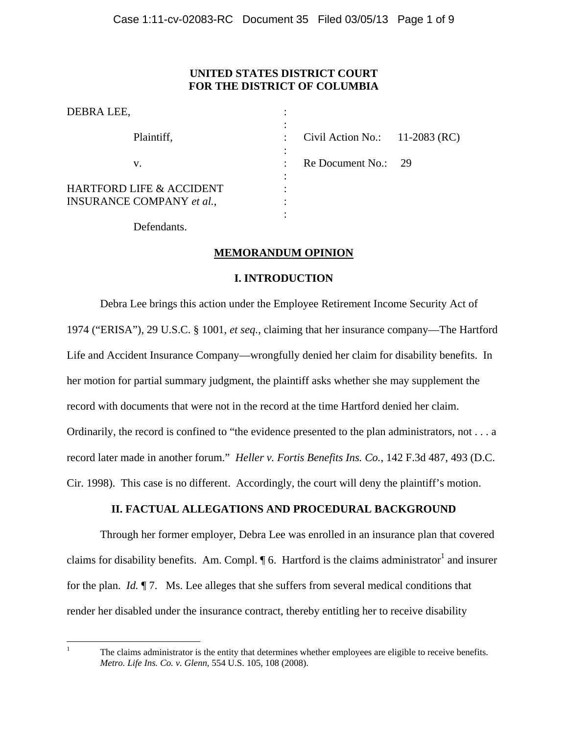**UNITED STATES DISTRICT COURT**
**FOR THE DISTRICT OF COLUMBIA**

| | | |
|---|---|---|
| DEBRA LEE, | : | |
| | : | |
| Plaintiff, | : | Civil Action No.: 11-2083 (RC) |
| | : | |
| v. | : | Re Document No.: 29 |
| | : | |
| HARTFORD LIFE & ACCIDENT INSURANCE COMPANY *et al.*, | : | |
| | : | |
| Defendants. | | |

## MEMORANDUM OPINION

### I. INTRODUCTION

Debra Lee brings this action under the Employee Retirement Income Security Act of 1974 ("ERISA"), 29 U.S.C. § 1001, *et seq.*, claiming that her insurance company—The Hartford Life and Accident Insurance Company—wrongfully denied her claim for disability benefits. In her motion for partial summary judgment, the plaintiff asks whether she may supplement the record with documents that were not in the record at the time Hartford denied her claim. Ordinarily, the record is confined to "the evidence presented to the plan administrators, not . . . a record later made in another forum." *Heller v. Fortis Benefits Ins. Co.*, 142 F.3d 487, 493 (D.C. Cir. 1998). This case is no different. Accordingly, the court will deny the plaintiff's motion.

### II. FACTUAL ALLEGATIONS AND PROCEDURAL BACKGROUND

Through her former employer, Debra Lee was enrolled in an insurance plan that covered claims for disability benefits. Am. Compl. ¶ 6. Hartford is the claims administrator[1] and insurer for the plan. *Id.* ¶ 7. Ms. Lee alleges that she suffers from several medical conditions that render her disabled under the insurance contract, thereby entitling her to receive disability

---

[1] The claims administrator is the entity that determines whether employees are eligible to receive benefits. *Metro. Life Ins. Co. v. Glenn*, 554 U.S. 105, 108 (2008).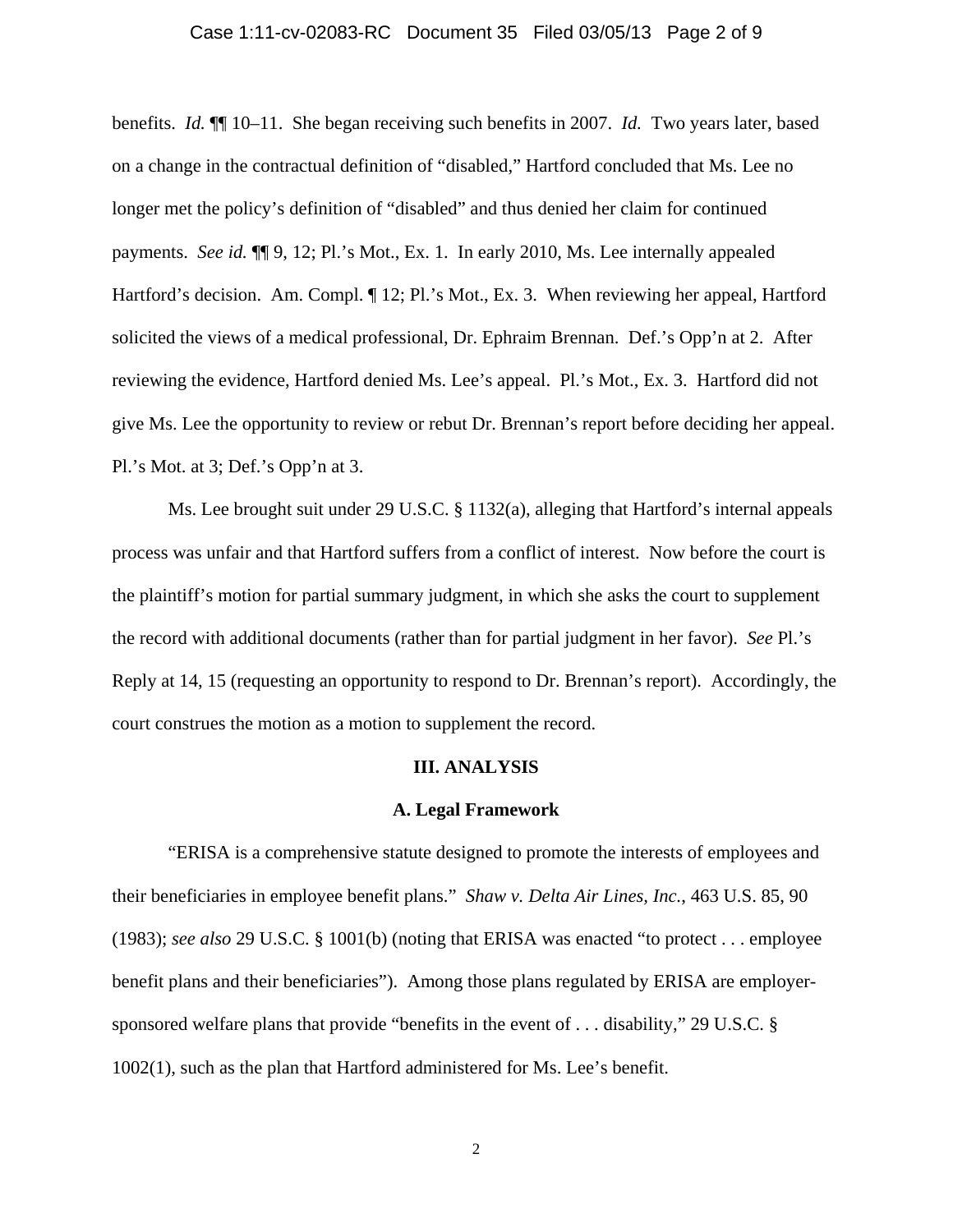benefits. *Id.* ¶¶ 10–11. She began receiving such benefits in 2007. *Id.* Two years later, based on a change in the contractual definition of "disabled," Hartford concluded that Ms. Lee no longer met the policy's definition of "disabled" and thus denied her claim for continued payments. *See id.* ¶¶ 9, 12; Pl.'s Mot., Ex. 1. In early 2010, Ms. Lee internally appealed Hartford's decision. Am. Compl. ¶ 12; Pl.'s Mot., Ex. 3. When reviewing her appeal, Hartford solicited the views of a medical professional, Dr. Ephraim Brennan. Def.'s Opp'n at 2. After reviewing the evidence, Hartford denied Ms. Lee's appeal. Pl.'s Mot., Ex. 3. Hartford did not give Ms. Lee the opportunity to review or rebut Dr. Brennan's report before deciding her appeal. Pl.'s Mot. at 3; Def.'s Opp'n at 3.

Ms. Lee brought suit under 29 U.S.C. § 1132(a), alleging that Hartford's internal appeals process was unfair and that Hartford suffers from a conflict of interest. Now before the court is the plaintiff's motion for partial summary judgment, in which she asks the court to supplement the record with additional documents (rather than for partial judgment in her favor). *See* Pl.'s Reply at 14, 15 (requesting an opportunity to respond to Dr. Brennan's report). Accordingly, the court construes the motion as a motion to supplement the record.

## III. ANALYSIS

### A. Legal Framework

"ERISA is a comprehensive statute designed to promote the interests of employees and their beneficiaries in employee benefit plans." *Shaw v. Delta Air Lines, Inc.*, 463 U.S. 85, 90 (1983); *see also* 29 U.S.C. § 1001(b) (noting that ERISA was enacted "to protect . . . employee benefit plans and their beneficiaries"). Among those plans regulated by ERISA are employer-sponsored welfare plans that provide "benefits in the event of . . . disability," 29 U.S.C. § 1002(1), such as the plan that Hartford administered for Ms. Lee's benefit.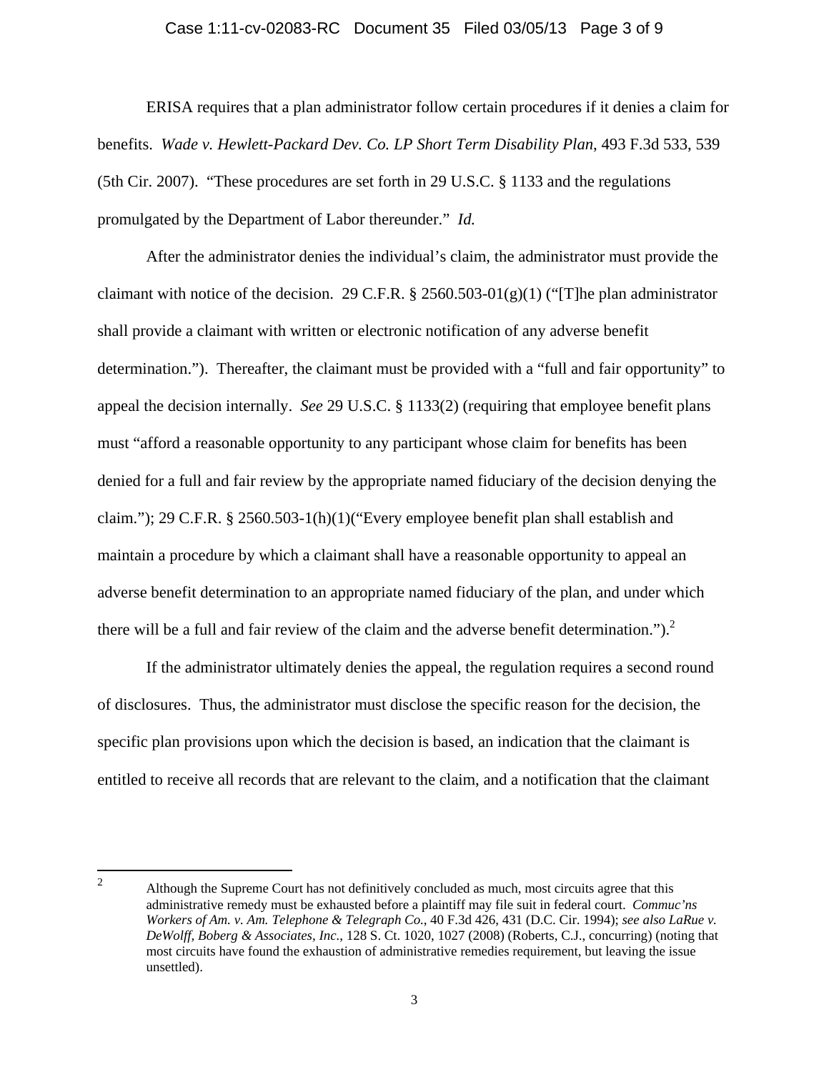ERISA requires that a plan administrator follow certain procedures if it denies a claim for benefits. *Wade v. Hewlett-Packard Dev. Co. LP Short Term Disability Plan*, 493 F.3d 533, 539 (5th Cir. 2007). "These procedures are set forth in 29 U.S.C. § 1133 and the regulations promulgated by the Department of Labor thereunder." *Id.*

After the administrator denies the individual's claim, the administrator must provide the claimant with notice of the decision. 29 C.F.R. § 2560.503-01(g)(1) ("[T]he plan administrator shall provide a claimant with written or electronic notification of any adverse benefit determination."). Thereafter, the claimant must be provided with a "full and fair opportunity" to appeal the decision internally. *See* 29 U.S.C. § 1133(2) (requiring that employee benefit plans must "afford a reasonable opportunity to any participant whose claim for benefits has been denied for a full and fair review by the appropriate named fiduciary of the decision denying the claim."); 29 C.F.R. § 2560.503-1(h)(1)("Every employee benefit plan shall establish and maintain a procedure by which a claimant shall have a reasonable opportunity to appeal an adverse benefit determination to an appropriate named fiduciary of the plan, and under which there will be a full and fair review of the claim and the adverse benefit determination.").[2]

If the administrator ultimately denies the appeal, the regulation requires a second round of disclosures. Thus, the administrator must disclose the specific reason for the decision, the specific plan provisions upon which the decision is based, an indication that the claimant is entitled to receive all records that are relevant to the claim, and a notification that the claimant

---

[2] Although the Supreme Court has not definitively concluded as much, most circuits agree that this administrative remedy must be exhausted before a plaintiff may file suit in federal court. *Commuc'ns Workers of Am. v. Am. Telephone & Telegraph Co.*, 40 F.3d 426, 431 (D.C. Cir. 1994); *see also LaRue v. DeWolff, Boberg & Associates, Inc.*, 128 S. Ct. 1020, 1027 (2008) (Roberts, C.J., concurring) (noting that most circuits have found the exhaustion of administrative remedies requirement, but leaving the issue unsettled).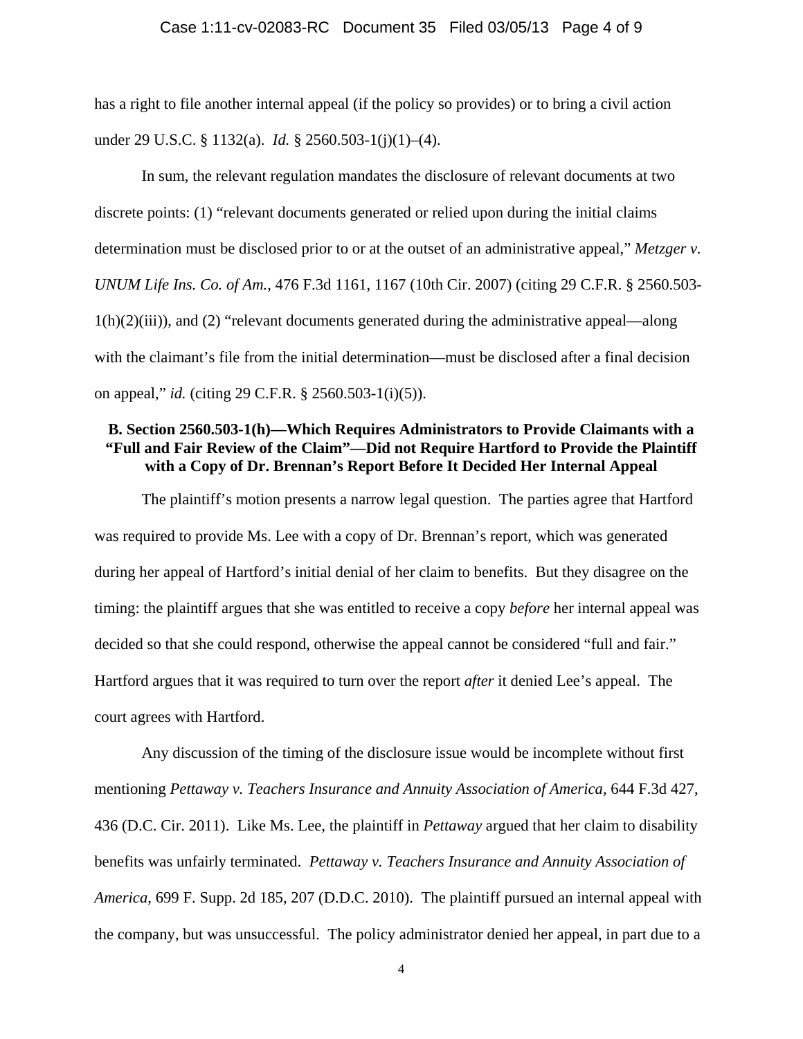has a right to file another internal appeal (if the policy so provides) or to bring a civil action under 29 U.S.C. § 1132(a). *Id.* § 2560.503-1(j)(1)–(4).

In sum, the relevant regulation mandates the disclosure of relevant documents at two discrete points: (1) "relevant documents generated or relied upon during the initial claims determination must be disclosed prior to or at the outset of an administrative appeal," *Metzger v. UNUM Life Ins. Co. of Am.*, 476 F.3d 1161, 1167 (10th Cir. 2007) (citing 29 C.F.R. § 2560.503-1(h)(2)(iii)), and (2) "relevant documents generated during the administrative appeal—along with the claimant's file from the initial determination—must be disclosed after a final decision on appeal," *id.* (citing 29 C.F.R. § 2560.503-1(i)(5)).

### B. Section 2560.503-1(h)—Which Requires Administrators to Provide Claimants with a "Full and Fair Review of the Claim"—Did not Require Hartford to Provide the Plaintiff with a Copy of Dr. Brennan's Report Before It Decided Her Internal Appeal

The plaintiff's motion presents a narrow legal question. The parties agree that Hartford was required to provide Ms. Lee with a copy of Dr. Brennan's report, which was generated during her appeal of Hartford's initial denial of her claim to benefits. But they disagree on the timing: the plaintiff argues that she was entitled to receive a copy *before* her internal appeal was decided so that she could respond, otherwise the appeal cannot be considered "full and fair." Hartford argues that it was required to turn over the report *after* it denied Lee's appeal. The court agrees with Hartford.

Any discussion of the timing of the disclosure issue would be incomplete without first mentioning *Pettaway v. Teachers Insurance and Annuity Association of America*, 644 F.3d 427, 436 (D.C. Cir. 2011). Like Ms. Lee, the plaintiff in *Pettaway* argued that her claim to disability benefits was unfairly terminated. *Pettaway v. Teachers Insurance and Annuity Association of America*, 699 F. Supp. 2d 185, 207 (D.D.C. 2010). The plaintiff pursued an internal appeal with the company, but was unsuccessful. The policy administrator denied her appeal, in part due to a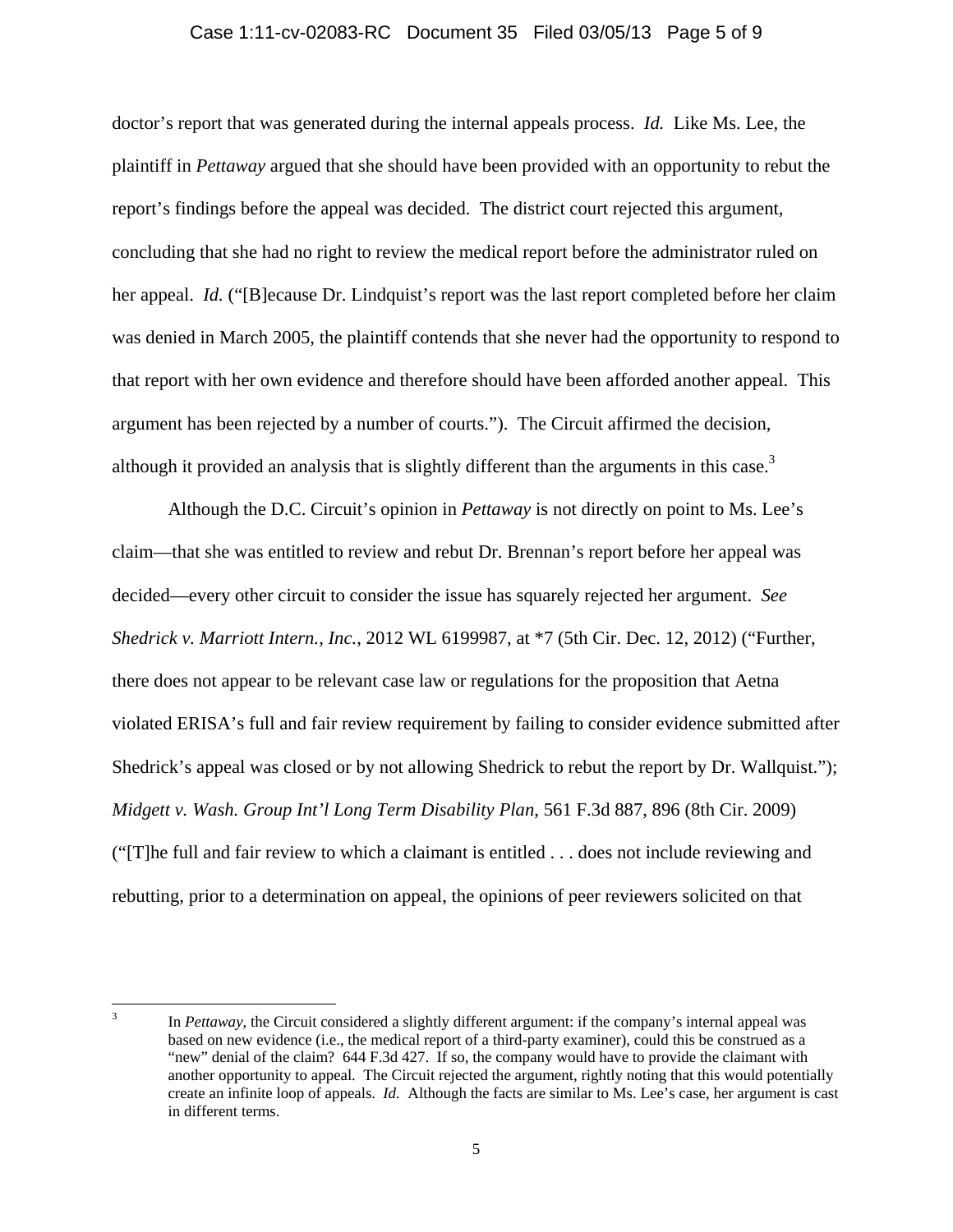doctor's report that was generated during the internal appeals process. *Id.* Like Ms. Lee, the plaintiff in *Pettaway* argued that she should have been provided with an opportunity to rebut the report's findings before the appeal was decided. The district court rejected this argument, concluding that she had no right to review the medical report before the administrator ruled on her appeal. *Id.* ("[B]ecause Dr. Lindquist's report was the last report completed before her claim was denied in March 2005, the plaintiff contends that she never had the opportunity to respond to that report with her own evidence and therefore should have been afforded another appeal. This argument has been rejected by a number of courts."). The Circuit affirmed the decision, although it provided an analysis that is slightly different than the arguments in this case.[3]

Although the D.C. Circuit's opinion in *Pettaway* is not directly on point to Ms. Lee's claim—that she was entitled to review and rebut Dr. Brennan's report before her appeal was decided—every other circuit to consider the issue has squarely rejected her argument. *See Shedrick v. Marriott Intern., Inc.*, 2012 WL 6199987, at *7 (5th Cir. Dec. 12, 2012) ("Further, there does not appear to be relevant case law or regulations for the proposition that Aetna violated ERISA's full and fair review requirement by failing to consider evidence submitted after Shedrick's appeal was closed or by not allowing Shedrick to rebut the report by Dr. Wallquist."); *Midgett v. Wash. Group Int'l Long Term Disability Plan*, 561 F.3d 887, 896 (8th Cir. 2009) ("[T]he full and fair review to which a claimant is entitled . . . does not include reviewing and rebutting, prior to a determination on appeal, the opinions of peer reviewers solicited on that

---

[3] In *Pettaway*, the Circuit considered a slightly different argument: if the company's internal appeal was based on new evidence (i.e., the medical report of a third-party examiner), could this be construed as a "new" denial of the claim? 644 F.3d 427. If so, the company would have to provide the claimant with another opportunity to appeal. The Circuit rejected the argument, rightly noting that this would potentially create an infinite loop of appeals. *Id.* Although the facts are similar to Ms. Lee's case, her argument is cast in different terms.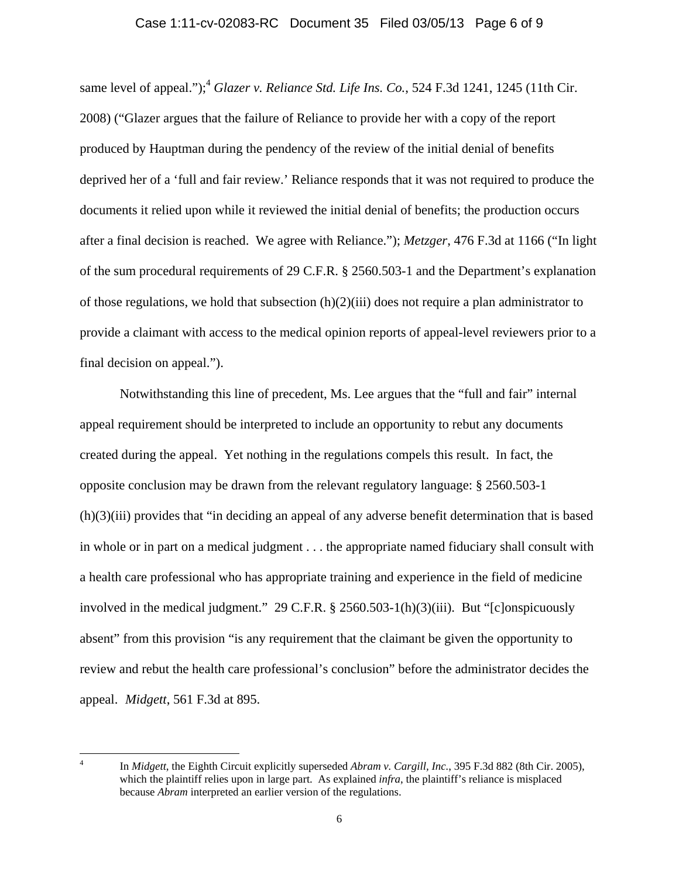same level of appeal.");[4] *Glazer v. Reliance Std. Life Ins. Co.*, 524 F.3d 1241, 1245 (11th Cir. 2008) ("Glazer argues that the failure of Reliance to provide her with a copy of the report produced by Hauptman during the pendency of the review of the initial denial of benefits deprived her of a 'full and fair review.' Reliance responds that it was not required to produce the documents it relied upon while it reviewed the initial denial of benefits; the production occurs after a final decision is reached. We agree with Reliance."); *Metzger*, 476 F.3d at 1166 ("In light of the sum procedural requirements of 29 C.F.R. § 2560.503-1 and the Department's explanation of those regulations, we hold that subsection (h)(2)(iii) does not require a plan administrator to provide a claimant with access to the medical opinion reports of appeal-level reviewers prior to a final decision on appeal.").

Notwithstanding this line of precedent, Ms. Lee argues that the "full and fair" internal appeal requirement should be interpreted to include an opportunity to rebut any documents created during the appeal. Yet nothing in the regulations compels this result. In fact, the opposite conclusion may be drawn from the relevant regulatory language: § 2560.503-1 (h)(3)(iii) provides that "in deciding an appeal of any adverse benefit determination that is based in whole or in part on a medical judgment . . . the appropriate named fiduciary shall consult with a health care professional who has appropriate training and experience in the field of medicine involved in the medical judgment." 29 C.F.R. § 2560.503-1(h)(3)(iii). But "[c]onspicuously absent" from this provision "is any requirement that the claimant be given the opportunity to review and rebut the health care professional's conclusion" before the administrator decides the appeal. *Midgett*, 561 F.3d at 895.

[4] In *Midgett*, the Eighth Circuit explicitly superseded *Abram v. Cargill, Inc.*, 395 F.3d 882 (8th Cir. 2005), which the plaintiff relies upon in large part. As explained *infra*, the plaintiff's reliance is misplaced because *Abram* interpreted an earlier version of the regulations.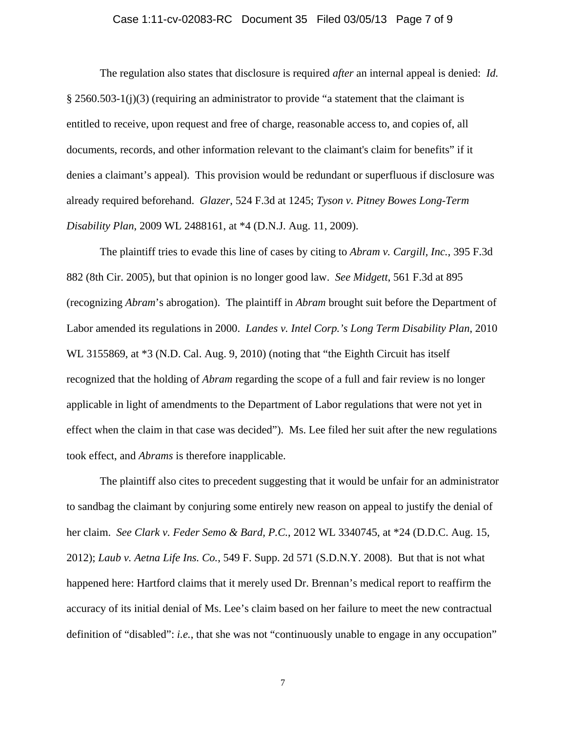The regulation also states that disclosure is required *after* an internal appeal is denied: *Id.* § 2560.503-1(j)(3) (requiring an administrator to provide "a statement that the claimant is entitled to receive, upon request and free of charge, reasonable access to, and copies of, all documents, records, and other information relevant to the claimant's claim for benefits" if it denies a claimant's appeal). This provision would be redundant or superfluous if disclosure was already required beforehand. *Glazer*, 524 F.3d at 1245; *Tyson v. Pitney Bowes Long-Term Disability Plan*, 2009 WL 2488161, at *4 (D.N.J. Aug. 11, 2009).

The plaintiff tries to evade this line of cases by citing to *Abram v. Cargill, Inc.*, 395 F.3d 882 (8th Cir. 2005), but that opinion is no longer good law. *See Midgett*, 561 F.3d at 895 (recognizing *Abram*'s abrogation). The plaintiff in *Abram* brought suit before the Department of Labor amended its regulations in 2000. *Landes v. Intel Corp.'s Long Term Disability Plan*, 2010 WL 3155869, at *3 (N.D. Cal. Aug. 9, 2010) (noting that "the Eighth Circuit has itself recognized that the holding of *Abram* regarding the scope of a full and fair review is no longer applicable in light of amendments to the Department of Labor regulations that were not yet in effect when the claim in that case was decided"). Ms. Lee filed her suit after the new regulations took effect, and *Abrams* is therefore inapplicable.

The plaintiff also cites to precedent suggesting that it would be unfair for an administrator to sandbag the claimant by conjuring some entirely new reason on appeal to justify the denial of her claim. *See Clark v. Feder Semo & Bard, P.C.*, 2012 WL 3340745, at *24 (D.D.C. Aug. 15, 2012); *Laub v. Aetna Life Ins. Co.*, 549 F. Supp. 2d 571 (S.D.N.Y. 2008). But that is not what happened here: Hartford claims that it merely used Dr. Brennan's medical report to reaffirm the accuracy of its initial denial of Ms. Lee's claim based on her failure to meet the new contractual definition of "disabled": *i.e.*, that she was not "continuously unable to engage in any occupation"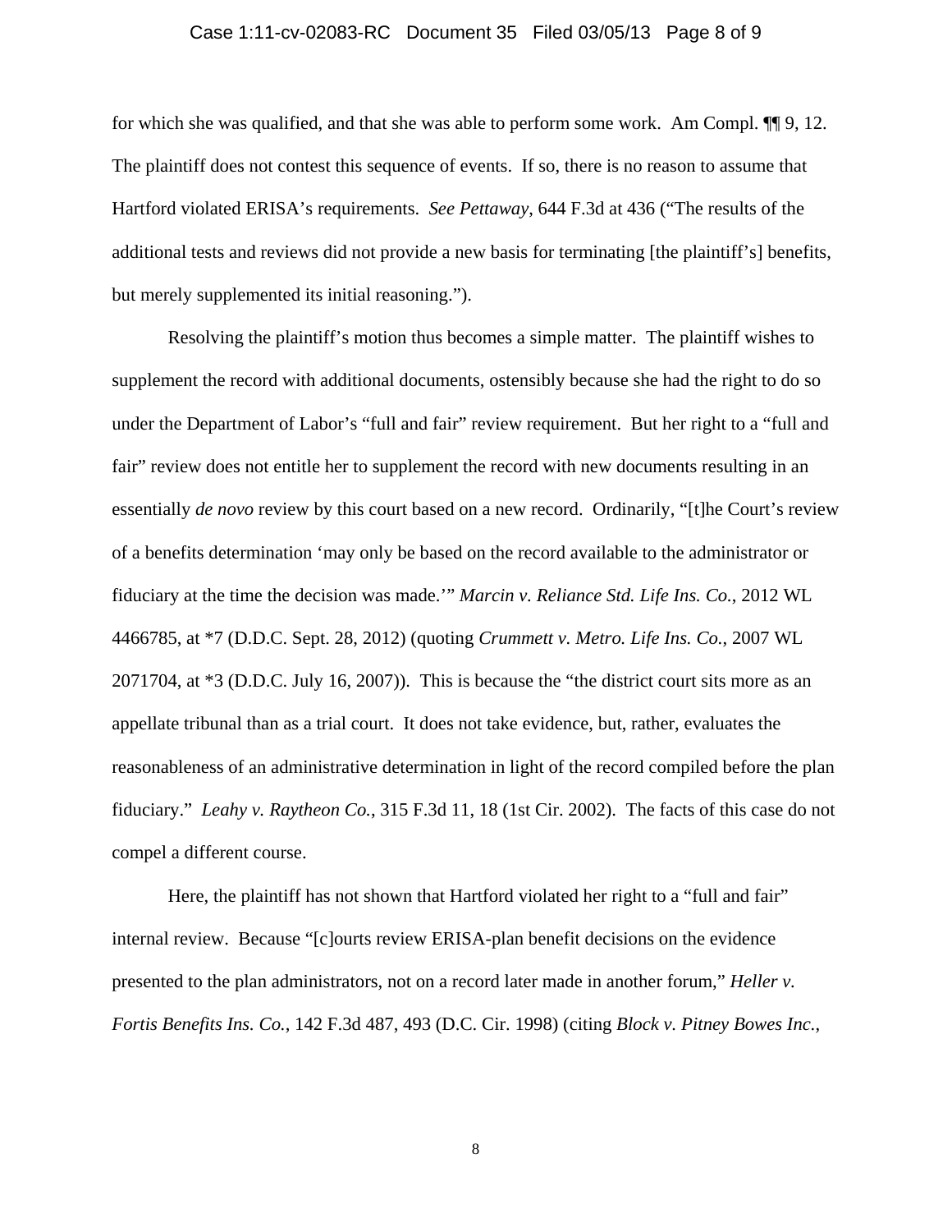for which she was qualified, and that she was able to perform some work. Am Compl. ¶¶ 9, 12. The plaintiff does not contest this sequence of events. If so, there is no reason to assume that Hartford violated ERISA's requirements. *See Pettaway*, 644 F.3d at 436 ("The results of the additional tests and reviews did not provide a new basis for terminating [the plaintiff's] benefits, but merely supplemented its initial reasoning.").

Resolving the plaintiff's motion thus becomes a simple matter. The plaintiff wishes to supplement the record with additional documents, ostensibly because she had the right to do so under the Department of Labor's "full and fair" review requirement. But her right to a "full and fair" review does not entitle her to supplement the record with new documents resulting in an essentially *de novo* review by this court based on a new record. Ordinarily, "[t]he Court's review of a benefits determination 'may only be based on the record available to the administrator or fiduciary at the time the decision was made.'" *Marcin v. Reliance Std. Life Ins. Co.*, 2012 WL 4466785, at *7 (D.D.C. Sept. 28, 2012) (quoting *Crummett v. Metro. Life Ins. Co.*, 2007 WL 2071704, at *3 (D.D.C. July 16, 2007)). This is because the "the district court sits more as an appellate tribunal than as a trial court. It does not take evidence, but, rather, evaluates the reasonableness of an administrative determination in light of the record compiled before the plan fiduciary." *Leahy v. Raytheon Co.*, 315 F.3d 11, 18 (1st Cir. 2002). The facts of this case do not compel a different course.

Here, the plaintiff has not shown that Hartford violated her right to a "full and fair" internal review. Because "[c]ourts review ERISA-plan benefit decisions on the evidence presented to the plan administrators, not on a record later made in another forum," *Heller v. Fortis Benefits Ins. Co.*, 142 F.3d 487, 493 (D.C. Cir. 1998) (citing *Block v. Pitney Bowes Inc.*,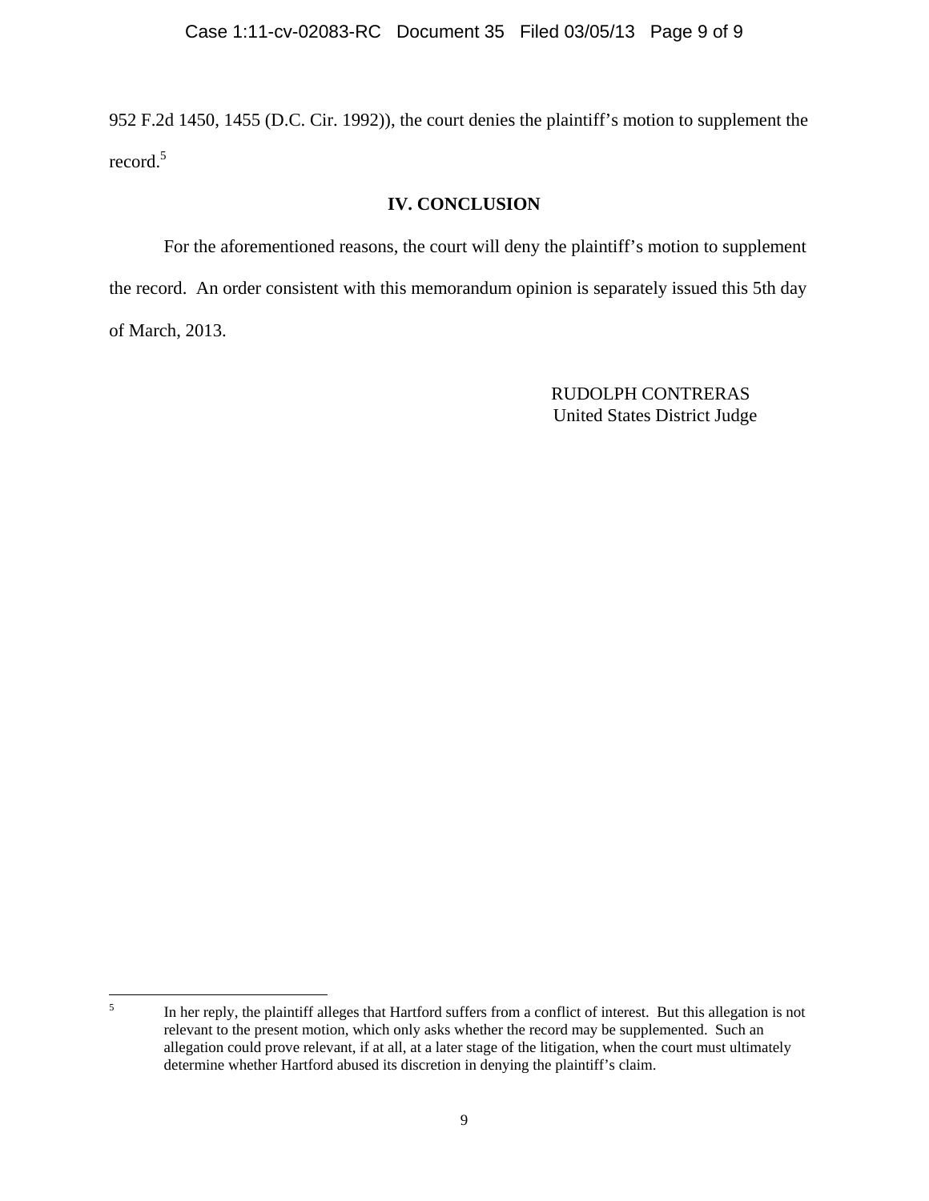952 F.2d 1450, 1455 (D.C. Cir. 1992)), the court denies the plaintiff's motion to supplement the record.[5]

## IV. CONCLUSION

For the aforementioned reasons, the court will deny the plaintiff's motion to supplement the record. An order consistent with this memorandum opinion is separately issued this 5th day of March, 2013.

RUDOLPH CONTRERAS
United States District Judge

---

[5] In her reply, the plaintiff alleges that Hartford suffers from a conflict of interest. But this allegation is not relevant to the present motion, which only asks whether the record may be supplemented. Such an allegation could prove relevant, if at all, at a later stage of the litigation, when the court must ultimately determine whether Hartford abused its discretion in denying the plaintiff's claim.